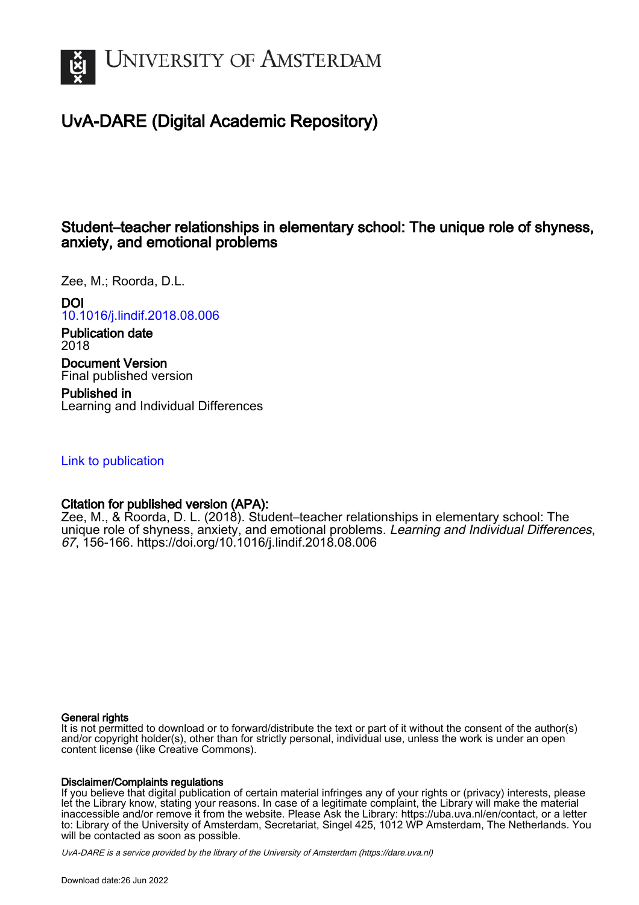# UNIVERSITY OF AMSTERDAM

## UvA-DARE (Digital Academic Repository)

### Student–teacher relationships in elementary school: The unique role of shyness, anxiety, and emotional problems

Zee, M.; Roorda, D.L.

**DOI**
10.1016/j.lindif.2018.08.006

**Publication date**
2018

**Document Version**
Final published version

**Published in**
Learning and Individual Differences

Link to publication

**Citation for published version (APA):**
Zee, M., & Roorda, D. L. (2018). Student–teacher relationships in elementary school: The unique role of shyness, anxiety, and emotional problems. *Learning and Individual Differences*, *67*, 156-166. https://doi.org/10.1016/j.lindif.2018.08.006

**General rights**
It is not permitted to download or to forward/distribute the text or part of it without the consent of the author(s) and/or copyright holder(s), other than for strictly personal, individual use, unless the work is under an open content license (like Creative Commons).

**Disclaimer/Complaints regulations**
If you believe that digital publication of certain material infringes any of your rights or (privacy) interests, please let the Library know, stating your reasons. In case of a legitimate complaint, the Library will make the material inaccessible and/or remove it from the website. Please Ask the Library: https://uba.uva.nl/en/contact, or a letter to: Library of the University of Amsterdam, Secretariat, Singel 425, 1012 WP Amsterdam, The Netherlands. You will be contacted as soon as possible.

*UvA-DARE is a service provided by the library of the University of Amsterdam (https://dare.uva.nl)*

Download date:26 Jun 2022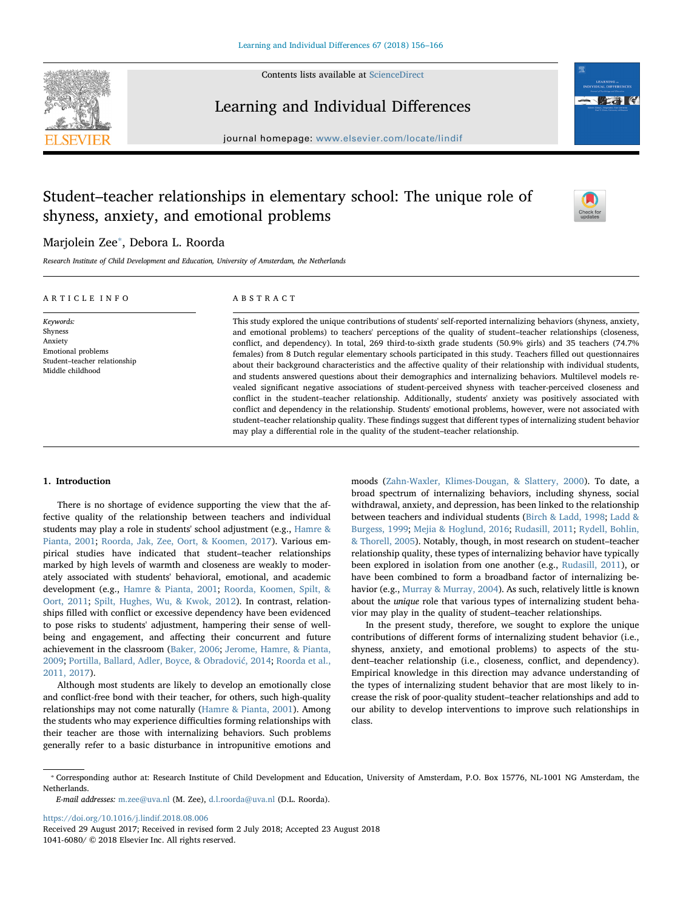# Student–teacher relationships in elementary school: The unique role of shyness, anxiety, and emotional problems

Marjolein Zee*, Debora L. Roorda

*Research Institute of Child Development and Education, University of Amsterdam, the Netherlands*

ARTICLE INFO

*Keywords:*
Shyness
Anxiety
Emotional problems
Student–teacher relationship
Middle childhood

ABSTRACT

This study explored the unique contributions of students' self-reported internalizing behaviors (shyness, anxiety, and emotional problems) to teachers' perceptions of the quality of student–teacher relationships (closeness, conflict, and dependency). In total, 269 third-to-sixth grade students (50.9% girls) and 35 teachers (74.7% females) from 8 Dutch regular elementary schools participated in this study. Teachers filled out questionnaires about their background characteristics and the affective quality of their relationship with individual students, and students answered questions about their demographics and internalizing behaviors. Multilevel models revealed significant negative associations of student-perceived shyness with teacher-perceived closeness and conflict in the student–teacher relationship. Additionally, students' anxiety was positively associated with conflict and dependency in the relationship. Students' emotional problems, however, were not associated with student–teacher relationship quality. These findings suggest that different types of internalizing student behavior may play a differential role in the quality of the student–teacher relationship.

## 1. Introduction

There is no shortage of evidence supporting the view that the affective quality of the relationship between teachers and individual students may play a role in students' school adjustment (e.g., Hamre & Pianta, 2001; Roorda, Jak, Zee, Oort, & Koomen, 2017). Various empirical studies have indicated that student–teacher relationships marked by high levels of warmth and closeness are weakly to moderately associated with students' behavioral, emotional, and academic development (e.g., Hamre & Pianta, 2001; Roorda, Koomen, Spilt, & Oort, 2011; Spilt, Hughes, Wu, & Kwok, 2012). In contrast, relationships filled with conflict or excessive dependency have been evidenced to pose risks to students' adjustment, hampering their sense of well-being and engagement, and affecting their concurrent and future achievement in the classroom (Baker, 2006; Jerome, Hamre, & Pianta, 2009; Portilla, Ballard, Adler, Boyce, & Obradović, 2014; Roorda et al., 2011, 2017).

Although most students are likely to develop an emotionally close and conflict-free bond with their teacher, for others, such high-quality relationships may not come naturally (Hamre & Pianta, 2001). Among the students who may experience difficulties forming relationships with their teacher are those with internalizing behaviors. Such problems generally refer to a basic disturbance in intropunitive emotions and moods (Zahn-Waxler, Klimes-Dougan, & Slattery, 2000). To date, a broad spectrum of internalizing behaviors, including shyness, social withdrawal, anxiety, and depression, has been linked to the relationship between teachers and individual students (Birch & Ladd, 1998; Ladd & Burgess, 1999; Mejia & Hoglund, 2016; Rudasill, 2011; Rydell, Bohlin, & Thorell, 2005). Notably, though, in most research on student–teacher relationship quality, these types of internalizing behavior have typically been explored in isolation from one another (e.g., Rudasill, 2011), or have been combined to form a broadband factor of internalizing behavior (e.g., Murray & Murray, 2004). As such, relatively little is known about the *unique* role that various types of internalizing student behavior may play in the quality of student–teacher relationships.

In the present study, therefore, we sought to explore the unique contributions of different forms of internalizing student behavior (i.e., shyness, anxiety, and emotional problems) to aspects of the student–teacher relationship (i.e., closeness, conflict, and dependency). Empirical knowledge in this direction may advance understanding of the types of internalizing student behavior that are most likely to increase the risk of poor-quality student–teacher relationships and add to our ability to develop interventions to improve such relationships in class.

* Corresponding author at: Research Institute of Child Development and Education, University of Amsterdam, P.O. Box 15776, NL-1001 NG Amsterdam, the Netherlands.

*E-mail addresses:* m.zee@uva.nl (M. Zee), d.l.roorda@uva.nl (D.L. Roorda).

https://doi.org/10.1016/j.lindif.2018.08.006
Received 29 August 2017; Received in revised form 2 July 2018; Accepted 23 August 2018
1041-6080/ © 2018 Elsevier Inc. All rights reserved.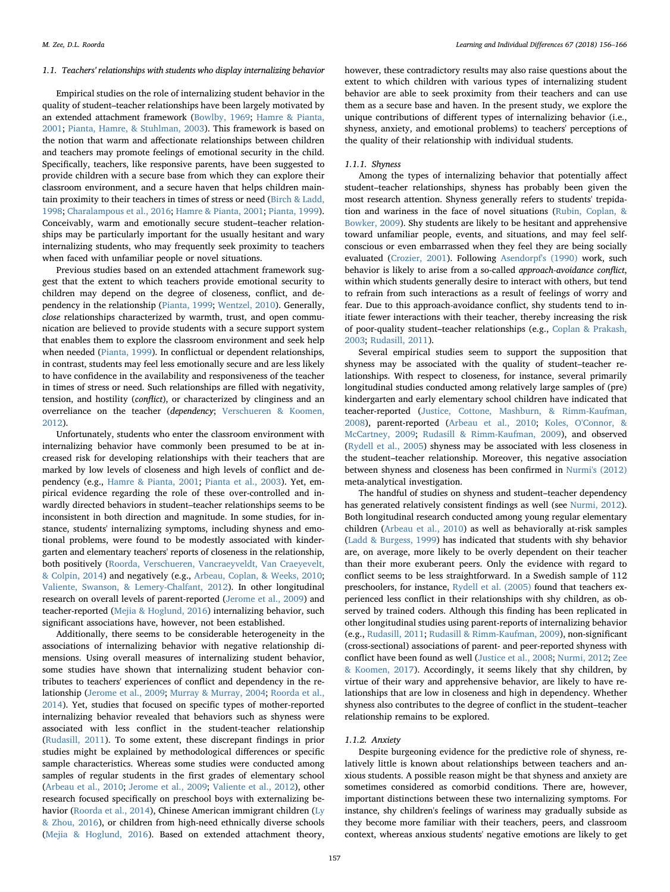### 1.1. Teachers' relationships with students who display internalizing behavior

Empirical studies on the role of internalizing student behavior in the quality of student–teacher relationships have been largely motivated by an extended attachment framework (Bowlby, 1969; Hamre & Pianta, 2001; Pianta, Hamre, & Stuhlman, 2003). This framework is based on the notion that warm and affectionate relationships between children and teachers may promote feelings of emotional security in the child. Specifically, teachers, like responsive parents, have been suggested to provide children with a secure base from which they can explore their classroom environment, and a secure haven that helps children maintain proximity to their teachers in times of stress or need (Birch & Ladd, 1998; Charalampous et al., 2016; Hamre & Pianta, 2001; Pianta, 1999). Conceivably, warm and emotionally secure student–teacher relationships may be particularly important for the usually hesitant and wary internalizing students, who may frequently seek proximity to teachers when faced with unfamiliar people or novel situations.

Previous studies based on an extended attachment framework suggest that the extent to which teachers provide emotional security to children may depend on the degree of closeness, conflict, and dependency in the relationship (Pianta, 1999; Wentzel, 2010). Generally, *close* relationships characterized by warmth, trust, and open communication are believed to provide students with a secure support system that enables them to explore the classroom environment and seek help when needed (Pianta, 1999). In conflictual or dependent relationships, in contrast, students may feel less emotionally secure and are less likely to have confidence in the availability and responsiveness of the teacher in times of stress or need. Such relationships are filled with negativity, tension, and hostility (*conflict*), or characterized by clinginess and an overreliance on the teacher (*dependency*; Verschueren & Koomen, 2012).

Unfortunately, students who enter the classroom environment with internalizing behavior have commonly been presumed to be at increased risk for developing relationships with their teachers that are marked by low levels of closeness and high levels of conflict and dependency (e.g., Hamre & Pianta, 2001; Pianta et al., 2003). Yet, empirical evidence regarding the role of these over-controlled and inwardly directed behaviors in student–teacher relationships seems to be inconsistent in both direction and magnitude. In some studies, for instance, students' internalizing symptoms, including shyness and emotional problems, were found to be modestly associated with kindergarten and elementary teachers' reports of closeness in the relationship, both positively (Roorda, Verschueren, Vancraeyveldt, Van Craeyevelt, & Colpin, 2014) and negatively (e.g., Arbeau, Coplan, & Weeks, 2010; Valiente, Swanson, & Lemery-Chalfant, 2012). In other longitudinal research on overall levels of parent-reported (Jerome et al., 2009) and teacher-reported (Mejia & Hoglund, 2016) internalizing behavior, such significant associations have, however, not been established.

Additionally, there seems to be considerable heterogeneity in the associations of internalizing behavior with negative relationship dimensions. Using overall measures of internalizing student behavior, some studies have shown that internalizing student behavior contributes to teachers' experiences of conflict and dependency in the relationship (Jerome et al., 2009; Murray & Murray, 2004; Roorda et al., 2014). Yet, studies that focused on specific types of mother-reported internalizing behavior revealed that behaviors such as shyness were associated with less conflict in the student-teacher relationship (Rudasill, 2011). To some extent, these discrepant findings in prior studies might be explained by methodological differences or specific sample characteristics. Whereas some studies were conducted among samples of regular students in the first grades of elementary school (Arbeau et al., 2010; Jerome et al., 2009; Valiente et al., 2012), other research focused specifically on preschool boys with externalizing behavior (Roorda et al., 2014), Chinese American immigrant children (Ly & Zhou, 2016), or children from high-need ethnically diverse schools (Mejia & Hoglund, 2016). Based on extended attachment theory, however, these contradictory results may also raise questions about the extent to which children with various types of internalizing student behavior are able to seek proximity from their teachers and can use them as a secure base and haven. In the present study, we explore the unique contributions of different types of internalizing behavior (i.e., shyness, anxiety, and emotional problems) to teachers' perceptions of the quality of their relationship with individual students.

#### 1.1.1. Shyness

Among the types of internalizing behavior that potentially affect student–teacher relationships, shyness has probably been given the most research attention. Shyness generally refers to students' trepidation and wariness in the face of novel situations (Rubin, Coplan, & Bowker, 2009). Shy students are likely to be hesitant and apprehensive toward unfamiliar people, events, and situations, and may feel self-conscious or even embarrassed when they feel they are being socially evaluated (Crozier, 2001). Following Asendorpf's (1990) work, such behavior is likely to arise from a so-called *approach-avoidance conflict*, within which students generally desire to interact with others, but tend to refrain from such interactions as a result of feelings of worry and fear. Due to this approach-avoidance conflict, shy students tend to initiate fewer interactions with their teacher, thereby increasing the risk of poor-quality student–teacher relationships (e.g., Coplan & Prakash, 2003; Rudasill, 2011).

Several empirical studies seem to support the supposition that shyness may be associated with the quality of student–teacher relationships. With respect to closeness, for instance, several primarily longitudinal studies conducted among relatively large samples of (pre) kindergarten and early elementary school children have indicated that teacher-reported (Justice, Cottone, Mashburn, & Rimm-Kaufman, 2008), parent-reported (Arbeau et al., 2010; Koles, O'Connor, & McCartney, 2009; Rudasill & Rimm-Kaufman, 2009), and observed (Rydell et al., 2005) shyness may be associated with less closeness in the student–teacher relationship. Moreover, this negative association between shyness and closeness has been confirmed in Nurmi's (2012) meta-analytical investigation.

The handful of studies on shyness and student–teacher dependency has generated relatively consistent findings as well (see Nurmi, 2012). Both longitudinal research conducted among young regular elementary children (Arbeau et al., 2010) as well as behaviorally at-risk samples (Ladd & Burgess, 1999) has indicated that students with shy behavior are, on average, more likely to be overly dependent on their teacher than their more exuberant peers. Only the evidence with regard to conflict seems to be less straightforward. In a Swedish sample of 112 preschoolers, for instance, Rydell et al. (2005) found that teachers experienced less conflict in their relationships with shy children, as observed by trained coders. Although this finding has been replicated in other longitudinal studies using parent-reports of internalizing behavior (e.g., Rudasill, 2011; Rudasill & Rimm-Kaufman, 2009), non-significant (cross-sectional) associations of parent- and peer-reported shyness with conflict have been found as well (Justice et al., 2008; Nurmi, 2012; Zee & Koomen, 2017). Accordingly, it seems likely that shy children, by virtue of their wary and apprehensive behavior, are likely to have relationships that are low in closeness and high in dependency. Whether shyness also contributes to the degree of conflict in the student–teacher relationship remains to be explored.

#### 1.1.2. Anxiety

Despite burgeoning evidence for the predictive role of shyness, relatively little is known about relationships between teachers and anxious students. A possible reason might be that shyness and anxiety are sometimes considered as comorbid conditions. There are, however, important distinctions between these two internalizing symptoms. For instance, shy children's feelings of wariness may gradually subside as they become more familiar with their teachers, peers, and classroom context, whereas anxious students' negative emotions are likely to get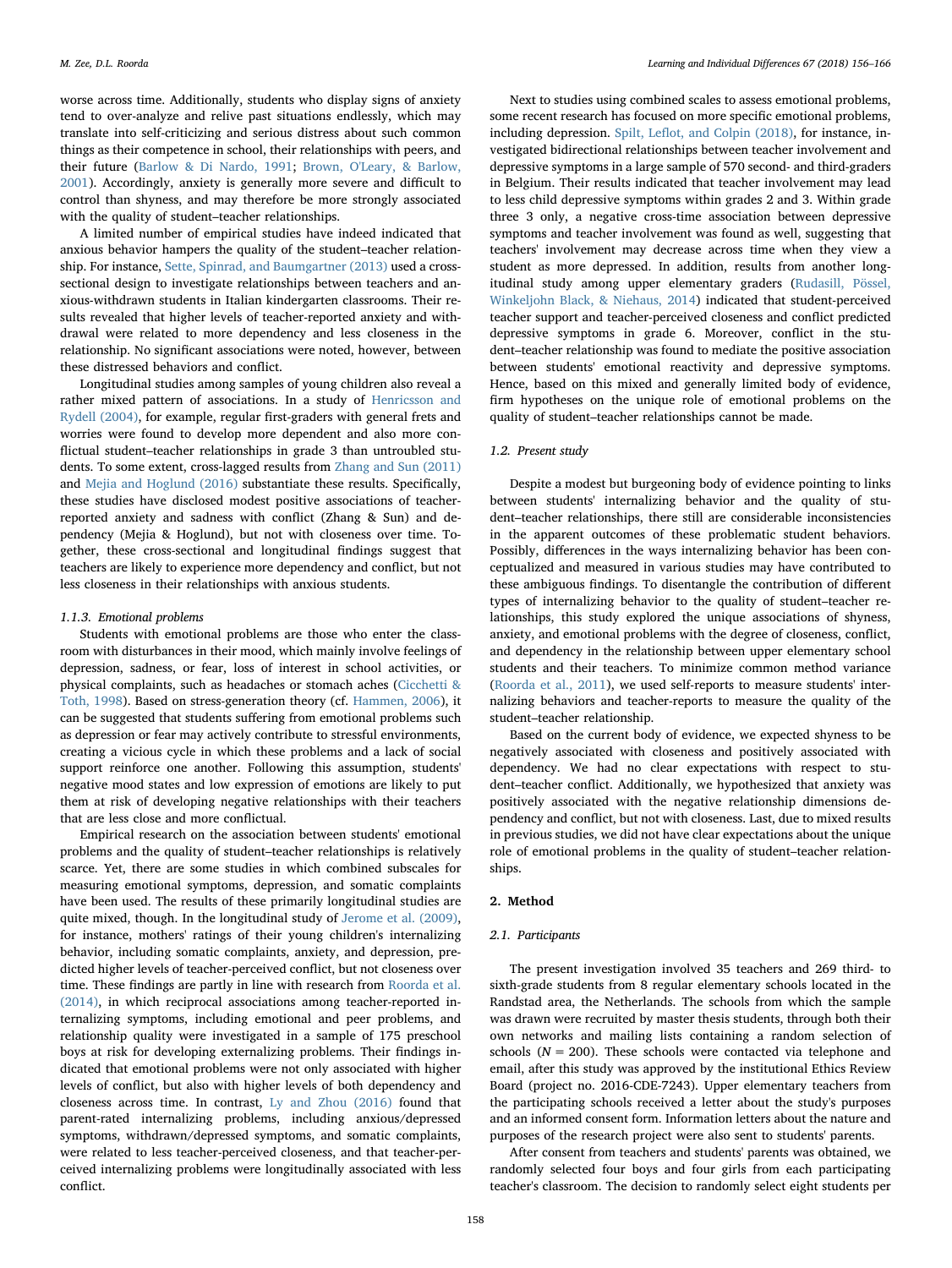worse across time. Additionally, students who display signs of anxiety tend to over-analyze and relive past situations endlessly, which may translate into self-criticizing and serious distress about such common things as their competence in school, their relationships with peers, and their future (Barlow & Di Nardo, 1991; Brown, O'Leary, & Barlow, 2001). Accordingly, anxiety is generally more severe and difficult to control than shyness, and may therefore be more strongly associated with the quality of student–teacher relationships.

A limited number of empirical studies have indeed indicated that anxious behavior hampers the quality of the student–teacher relationship. For instance, Sette, Spinrad, and Baumgartner (2013) used a cross-sectional design to investigate relationships between teachers and anxious-withdrawn students in Italian kindergarten classrooms. Their results revealed that higher levels of teacher-reported anxiety and withdrawal were related to more dependency and less closeness in the relationship. No significant associations were noted, however, between these distressed behaviors and conflict.

Longitudinal studies among samples of young children also reveal a rather mixed pattern of associations. In a study of Henricsson and Rydell (2004), for example, regular first-graders with general frets and worries were found to develop more dependent and also more conflictual student–teacher relationships in grade 3 than untroubled students. To some extent, cross-lagged results from Zhang and Sun (2011) and Mejia and Hoglund (2016) substantiate these results. Specifically, these studies have disclosed modest positive associations of teacher-reported anxiety and sadness with conflict (Zhang & Sun) and dependency (Mejia & Hoglund), but not with closeness over time. Together, these cross-sectional and longitudinal findings suggest that teachers are likely to experience more dependency and conflict, but not less closeness in their relationships with anxious students.

#### 1.1.3. Emotional problems

Students with emotional problems are those who enter the classroom with disturbances in their mood, which mainly involve feelings of depression, sadness, or fear, loss of interest in school activities, or physical complaints, such as headaches or stomach aches (Cicchetti & Toth, 1998). Based on stress-generation theory (cf. Hammen, 2006), it can be suggested that students suffering from emotional problems such as depression or fear may actively contribute to stressful environments, creating a vicious cycle in which these problems and a lack of social support reinforce one another. Following this assumption, students' negative mood states and low expression of emotions are likely to put them at risk of developing negative relationships with their teachers that are less close and more conflictual.

Empirical research on the association between students' emotional problems and the quality of student–teacher relationships is relatively scarce. Yet, there are some studies in which combined subscales for measuring emotional symptoms, depression, and somatic complaints have been used. The results of these primarily longitudinal studies are quite mixed, though. In the longitudinal study of Jerome et al. (2009), for instance, mothers' ratings of their young children's internalizing behavior, including somatic complaints, anxiety, and depression, predicted higher levels of teacher-perceived conflict, but not closeness over time. These findings are partly in line with research from Roorda et al. (2014), in which reciprocal associations among teacher-reported internalizing symptoms, including emotional and peer problems, and relationship quality were investigated in a sample of 175 preschool boys at risk for developing externalizing problems. Their findings indicated that emotional problems were not only associated with higher levels of conflict, but also with higher levels of both dependency and closeness across time. In contrast, Ly and Zhou (2016) found that parent-rated internalizing problems, including anxious/depressed symptoms, withdrawn/depressed symptoms, and somatic complaints, were related to less teacher-perceived closeness, and that teacher-perceived internalizing problems were longitudinally associated with less conflict.

Next to studies using combined scales to assess emotional problems, some recent research has focused on more specific emotional problems, including depression. Spilt, Leflot, and Colpin (2018), for instance, investigated bidirectional relationships between teacher involvement and depressive symptoms in a large sample of 570 second- and third-graders in Belgium. Their results indicated that teacher involvement may lead to less child depressive symptoms within grades 2 and 3. Within grade three 3 only, a negative cross-time association between depressive symptoms and teacher involvement was found as well, suggesting that teachers' involvement may decrease across time when they view a student as more depressed. In addition, results from another longitudinal study among upper elementary graders (Rudasill, Pössel, Winkeljohn Black, & Niehaus, 2014) indicated that student-perceived teacher support and teacher-perceived closeness and conflict predicted depressive symptoms in grade 6. Moreover, conflict in the student–teacher relationship was found to mediate the positive association between students' emotional reactivity and depressive symptoms. Hence, based on this mixed and generally limited body of evidence, firm hypotheses on the unique role of emotional problems on the quality of student–teacher relationships cannot be made.

### 1.2. Present study

Despite a modest but burgeoning body of evidence pointing to links between students' internalizing behavior and the quality of student–teacher relationships, there still are considerable inconsistencies in the apparent outcomes of these problematic student behaviors. Possibly, differences in the ways internalizing behavior has been conceptualized and measured in various studies may have contributed to these ambiguous findings. To disentangle the contribution of different types of internalizing behavior to the quality of student–teacher relationships, this study explored the unique associations of shyness, anxiety, and emotional problems with the degree of closeness, conflict, and dependency in the relationship between upper elementary school students and their teachers. To minimize common method variance (Roorda et al., 2011), we used self-reports to measure students' internalizing behaviors and teacher-reports to measure the quality of the student–teacher relationship.

Based on the current body of evidence, we expected shyness to be negatively associated with closeness and positively associated with dependency. We had no clear expectations with respect to student–teacher conflict. Additionally, we hypothesized that anxiety was positively associated with the negative relationship dimensions dependency and conflict, but not with closeness. Last, due to mixed results in previous studies, we did not have clear expectations about the unique role of emotional problems in the quality of student–teacher relationships.

## 2. Method

### 2.1. Participants

The present investigation involved 35 teachers and 269 third- to sixth-grade students from 8 regular elementary schools located in the Randstad area, the Netherlands. The schools from which the sample was drawn were recruited by master thesis students, through both their own networks and mailing lists containing a random selection of schools ($N = 200$). These schools were contacted via telephone and email, after this study was approved by the institutional Ethics Review Board (project no. 2016-CDE-7243). Upper elementary teachers from the participating schools received a letter about the study's purposes and an informed consent form. Information letters about the nature and purposes of the research project were also sent to students' parents.

After consent from teachers and students' parents was obtained, we randomly selected four boys and four girls from each participating teacher's classroom. The decision to randomly select eight students per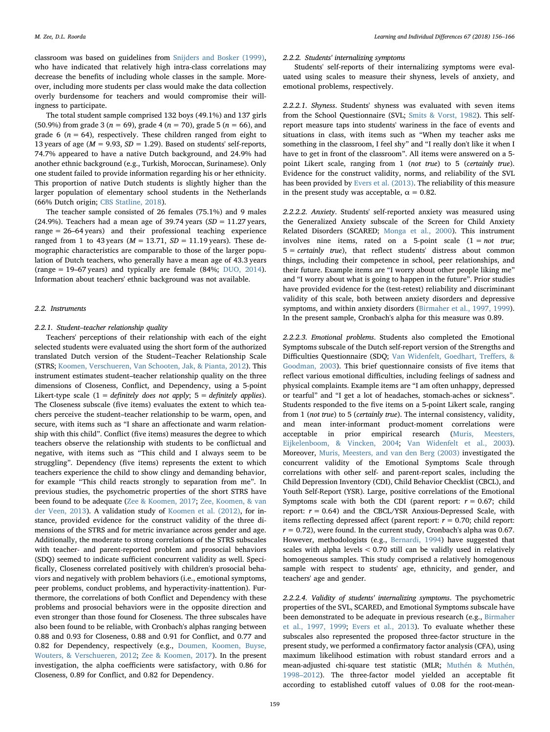classroom was based on guidelines from Snijders and Bosker (1999), who have indicated that relatively high intra-class correlations may decrease the benefits of including whole classes in the sample. Moreover, including more students per class would make the data collection overly burdensome for teachers and would compromise their willingness to participate.

The total student sample comprised 132 boys (49.1%) and 137 girls (50.9%) from grade 3 ($n = 69$), grade 4 ($n = 70$), grade 5 ($n = 66$), and grade 6 ($n = 64$), respectively. These children ranged from eight to 13 years of age ($M = 9.93$, $SD = 1.29$). Based on students' self-reports, 74.7% appeared to have a native Dutch background, and 24.9% had another ethnic background (e.g., Turkish, Moroccan, Surinamese). Only one student failed to provide information regarding his or her ethnicity. This proportion of native Dutch students is slightly higher than the larger population of elementary school students in the Netherlands (66% Dutch origin; CBS Statline, 2018).

The teacher sample consisted of 26 females (75.1%) and 9 males (24.9%). Teachers had a mean age of 39.74 years ($SD = 11.27$ years, range = 26–64 years) and their professional teaching experience ranged from 1 to 43 years ($M = 13.71$, $SD = 11.19$ years). These demographic characteristics are comparable to those of the larger population of Dutch teachers, who generally have a mean age of 43.3 years (range = 19–67 years) and typically are female (84%; DUO, 2014). Information about teachers' ethnic background was not available.

### 2.2. Instruments

#### 2.2.1. Student–teacher relationship quality

Teachers' perceptions of their relationship with each of the eight selected students were evaluated using the short form of the authorized translated Dutch version of the Student–Teacher Relationship Scale (STRS; Koomen, Verschueren, Van Schooten, Jak, & Pianta, 2012). This instrument estimates student–teacher relationship quality on the three dimensions of Closeness, Conflict, and Dependency, using a 5-point Likert-type scale (1 = *definitely does not apply*; 5 = *definitely applies*). The Closeness subscale (five items) evaluates the extent to which teachers perceive the student–teacher relationship to be warm, open, and secure, with items such as "I share an affectionate and warm relationship with this child". Conflict (five items) measures the degree to which teachers observe the relationship with students to be conflictual and negative, with items such as "This child and I always seem to be struggling". Dependency (five items) represents the extent to which teachers experience the child to show clingy and demanding behavior, for example "This child reacts strongly to separation from me". In previous studies, the psychometric properties of the short STRS have been found to be adequate (Zee & Koomen, 2017; Zee, Koomen, & van der Veen, 2013). A validation study of Koomen et al. (2012), for instance, provided evidence for the construct validity of the three dimensions of the STRS and for metric invariance across gender and age. Additionally, the moderate to strong correlations of the STRS subscales with teacher- and parent-reported problem and prosocial behaviors (SDQ) seemed to indicate sufficient concurrent validity as well. Specifically, Closeness correlated positively with children's prosocial behaviors and negatively with problem behaviors (i.e., emotional symptoms, peer problems, conduct problems, and hyperactivity-inattention). Furthermore, the correlations of both Conflict and Dependency with these problems and prosocial behaviors were in the opposite direction and even stronger than those found for Closeness. The three subscales have also been found to be reliable, with Cronbach's alphas ranging between 0.88 and 0.93 for Closeness, 0.88 and 0.91 for Conflict, and 0.77 and 0.82 for Dependency, respectively (e.g., Doumen, Koomen, Buyse, Wouters, & Verschueren, 2012; Zee & Koomen, 2017). In the present investigation, the alpha coefficients were satisfactory, with 0.86 for Closeness, 0.89 for Conflict, and 0.82 for Dependency.

#### 2.2.2. Students' internalizing symptoms

Students' self-reports of their internalizing symptoms were evaluated using scales to measure their shyness, levels of anxiety, and emotional problems, respectively.

*2.2.2.1. Shyness*. Students' shyness was evaluated with seven items from the School Questionnaire (SVL; Smits & Vorst, 1982). This self-report measure taps into students' wariness in the face of events and situations in class, with items such as "When my teacher asks me something in the classroom, I feel shy" and "I really don't like it when I have to get in front of the classroom". All items were answered on a 5-point Likert scale, ranging from 1 (*not true*) to 5 (*certainly true*). Evidence for the construct validity, norms, and reliability of the SVL has been provided by Evers et al. (2013). The reliability of this measure in the present study was acceptable, $\alpha = 0.82$.

*2.2.2.2. Anxiety*. Students' self-reported anxiety was measured using the Generalized Anxiety subscale of the Screen for Child Anxiety Related Disorders (SCARED; Monga et al., 2000). This instrument involves nine items, rated on a 5-point scale (1 = *not true*; 5 = *certainly true*), that reflect students' distress about common things, including their competence in school, peer relationships, and their future. Example items are "I worry about other people liking me" and "I worry about what is going to happen in the future". Prior studies have provided evidence for the (test-retest) reliability and discriminant validity of this scale, both between anxiety disorders and depressive symptoms, and within anxiety disorders (Birmaher et al., 1997, 1999). In the present sample, Cronbach's alpha for this measure was 0.89.

*2.2.2.3. Emotional problems*. Students also completed the Emotional Symptoms subscale of the Dutch self-report version of the Strengths and Difficulties Questionnaire (SDQ; Van Widenfelt, Goedhart, Treffers, & Goodman, 2003). This brief questionnaire consists of five items that reflect various emotional difficulties, including feelings of sadness and physical complaints. Example items are "I am often unhappy, depressed or tearful" and "I get a lot of headaches, stomach-aches or sickness". Students responded to the five items on a 5-point Likert scale, ranging from 1 (*not true*) to 5 (*certainly true*). The internal consistency, validity, and mean inter-informant product-moment correlations were acceptable in prior empirical research (Muris, Meesters, Eijkelenboom, & Vincken, 2004; Van Widenfelt et al., 2003). Moreover, Muris, Meesters, and van den Berg (2003) investigated the concurrent validity of the Emotional Symptoms Scale through correlations with other self- and parent-report scales, including the Child Depression Inventory (CDI), Child Behavior Checklist (CBCL), and Youth Self-Report (YSR). Large, positive correlations of the Emotional Symptoms scale with both the CDI (parent report: $r = 0.67$; child report: $r = 0.64$) and the CBCL/YSR Anxious-Depressed Scale, with items reflecting depressed affect (parent report: $r = 0.70$; child report: $r = 0.72$), were found. In the current study, Cronbach's alpha was 0.67. However, methodologists (e.g., Bernardi, 1994) have suggested that scales with alpha levels < 0.70 still can be validly used in relatively homogeneous samples. This study comprised a relatively homogenous sample with respect to students' age, ethnicity, and gender, and teachers' age and gender.

*2.2.2.4. Validity of students' internalizing symptoms*. The psychometric properties of the SVL, SCARED, and Emotional Symptoms subscale have been demonstrated to be adequate in previous research (e.g., Birmaher et al., 1997, 1999; Evers et al., 2013). To evaluate whether these subscales also represented the proposed three-factor structure in the present study, we performed a confirmatory factor analysis (CFA), using maximum likelihood estimation with robust standard errors and a mean-adjusted chi-square test statistic (MLR; Muthén & Muthén, 1998–2012). The three-factor model yielded an acceptable fit according to established cutoff values of 0.08 for the root-mean-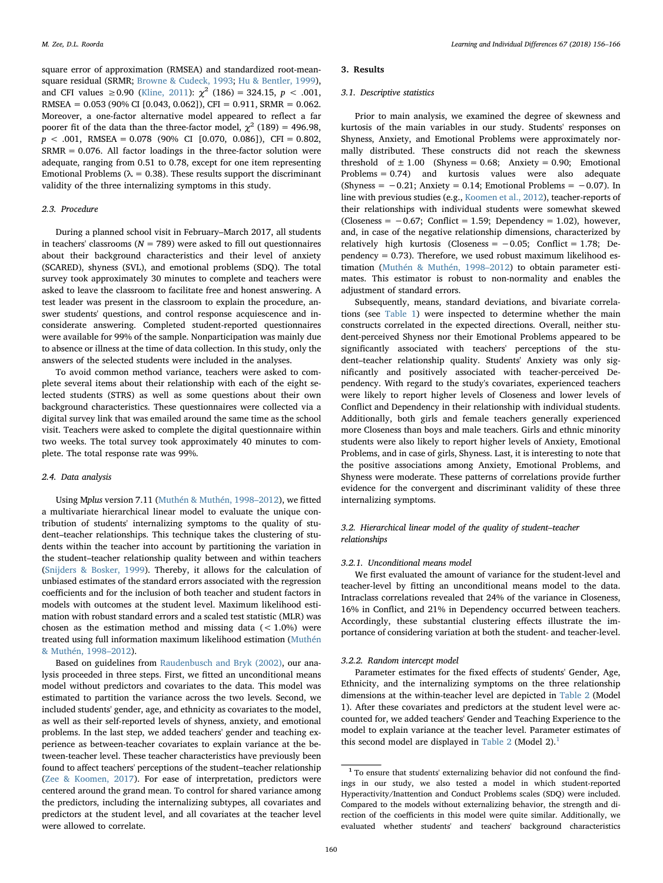square error of approximation (RMSEA) and standardized root-mean-square residual (SRMR; Browne & Cudeck, 1993; Hu & Bentler, 1999), and CFI values ≥0.90 (Kline, 2011): $\chi^2$ (186) = 324.15, $p < .001$, RMSEA = 0.053 (90% CI [0.043, 0.062]), CFI = 0.911, SRMR = 0.062. Moreover, a one-factor alternative model appeared to reflect a far poorer fit of the data than the three-factor model, $\chi^2$ (189) = 496.98, $p < .001$, RMSEA = 0.078 (90% CI [0.070, 0.086]), CFI = 0.802, SRMR = 0.076. All factor loadings in the three-factor solution were adequate, ranging from 0.51 to 0.78, except for one item representing Emotional Problems ($\lambda$ = 0.38). These results support the discriminant validity of the three internalizing symptoms in this study.

### 2.3. Procedure

During a planned school visit in February–March 2017, all students in teachers' classrooms ($N$ = 789) were asked to fill out questionnaires about their background characteristics and their level of anxiety (SCARED), shyness (SVL), and emotional problems (SDQ). The total survey took approximately 30 minutes to complete and teachers were asked to leave the classroom to facilitate free and honest answering. A test leader was present in the classroom to explain the procedure, answer students' questions, and control response acquiescence and inconsiderate answering. Completed student-reported questionnaires were available for 99% of the sample. Nonparticipation was mainly due to absence or illness at the time of data collection. In this study, only the answers of the selected students were included in the analyses.

To avoid common method variance, teachers were asked to complete several items about their relationship with each of the eight selected students (STRS) as well as some questions about their own background characteristics. These questionnaires were collected via a digital survey link that was emailed around the same time as the school visit. Teachers were asked to complete the digital questionnaire within two weeks. The total survey took approximately 40 minutes to complete. The total response rate was 99%.

### 2.4. Data analysis

Using M*plus* version 7.11 (Muthén & Muthén, 1998–2012), we fitted a multivariate hierarchical linear model to evaluate the unique contribution of students' internalizing symptoms to the quality of student–teacher relationships. This technique takes the clustering of students within the teacher into account by partitioning the variation in the student–teacher relationship quality between and within teachers (Snijders & Bosker, 1999). Thereby, it allows for the calculation of unbiased estimates of the standard errors associated with the regression coefficients and for the inclusion of both teacher and student factors in models with outcomes at the student level. Maximum likelihood estimation with robust standard errors and a scaled test statistic (MLR) was chosen as the estimation method and missing data (< 1.0%) were treated using full information maximum likelihood estimation (Muthén & Muthén, 1998–2012).

Based on guidelines from Raudenbusch and Bryk (2002), our analysis proceeded in three steps. First, we fitted an unconditional means model without predictors and covariates to the data. This model was estimated to partition the variance across the two levels. Second, we included students' gender, age, and ethnicity as covariates to the model, as well as their self-reported levels of shyness, anxiety, and emotional problems. In the last step, we added teachers' gender and teaching experience as between-teacher covariates to explain variance at the between-teacher level. These teacher characteristics have previously been found to affect teachers' perceptions of the student–teacher relationship (Zee & Koomen, 2017). For ease of interpretation, predictors were centered around the grand mean. To control for shared variance among the predictors, including the internalizing subtypes, all covariates and predictors at the student level, and all covariates at the teacher level were allowed to correlate.

## 3. Results

### 3.1. Descriptive statistics

Prior to main analysis, we examined the degree of skewness and kurtosis of the main variables in our study. Students' responses on Shyness, Anxiety, and Emotional Problems were approximately normally distributed. These constructs did not reach the skewness threshold of ± 1.00 (Shyness = 0.68; Anxiety = 0.90; Emotional Problems = 0.74) and kurtosis values were also adequate (Shyness = −0.21; Anxiety = 0.14; Emotional Problems = −0.07). In line with previous studies (e.g., Koomen et al., 2012), teacher-reports of their relationships with individual students were somewhat skewed (Closeness = −0.67; Conflict = 1.59; Dependency = 1.02), however, and, in case of the negative relationship dimensions, characterized by relatively high kurtosis (Closeness = −0.05; Conflict = 1.78; Dependency = 0.73). Therefore, we used robust maximum likelihood estimation (Muthén & Muthén, 1998–2012) to obtain parameter estimates. This estimator is robust to non-normality and enables the adjustment of standard errors.

Subsequently, means, standard deviations, and bivariate correlations (see Table 1) were inspected to determine whether the main constructs correlated in the expected directions. Overall, neither student-perceived Shyness nor their Emotional Problems appeared to be significantly associated with teachers' perceptions of the student–teacher relationship quality. Students' Anxiety was only significantly and positively associated with teacher-perceived Dependency. With regard to the study's covariates, experienced teachers were likely to report higher levels of Closeness and lower levels of Conflict and Dependency in their relationship with individual students. Additionally, both girls and female teachers generally experienced more Closeness than boys and male teachers. Girls and ethnic minority students were also likely to report higher levels of Anxiety, Emotional Problems, and in case of girls, Shyness. Last, it is interesting to note that the positive associations among Anxiety, Emotional Problems, and Shyness were moderate. These patterns of correlations provide further evidence for the convergent and discriminant validity of these three internalizing symptoms.

### 3.2. Hierarchical linear model of the quality of student–teacher relationships

#### 3.2.1. Unconditional means model

We first evaluated the amount of variance for the student-level and teacher-level by fitting an unconditional means model to the data. Intraclass correlations revealed that 24% of the variance in Closeness, 16% in Conflict, and 21% in Dependency occurred between teachers. Accordingly, these substantial clustering effects illustrate the importance of considering variation at both the student- and teacher-level.

#### 3.2.2. Random intercept model

Parameter estimates for the fixed effects of students' Gender, Age, Ethnicity, and the internalizing symptoms on the three relationship dimensions at the within-teacher level are depicted in Table 2 (Model 1). After these covariates and predictors at the student level were accounted for, we added teachers' Gender and Teaching Experience to the model to explain variance at the teacher level. Parameter estimates of this second model are displayed in Table 2 (Model 2).[1]

[1] To ensure that students' externalizing behavior did not confound the findings in our study, we also tested a model in which student-reported Hyperactivity/Inattention and Conduct Problems scales (SDQ) were included. Compared to the models without externalizing behavior, the strength and direction of the coefficients in this model were quite similar. Additionally, we evaluated whether students' and teachers' background characteristics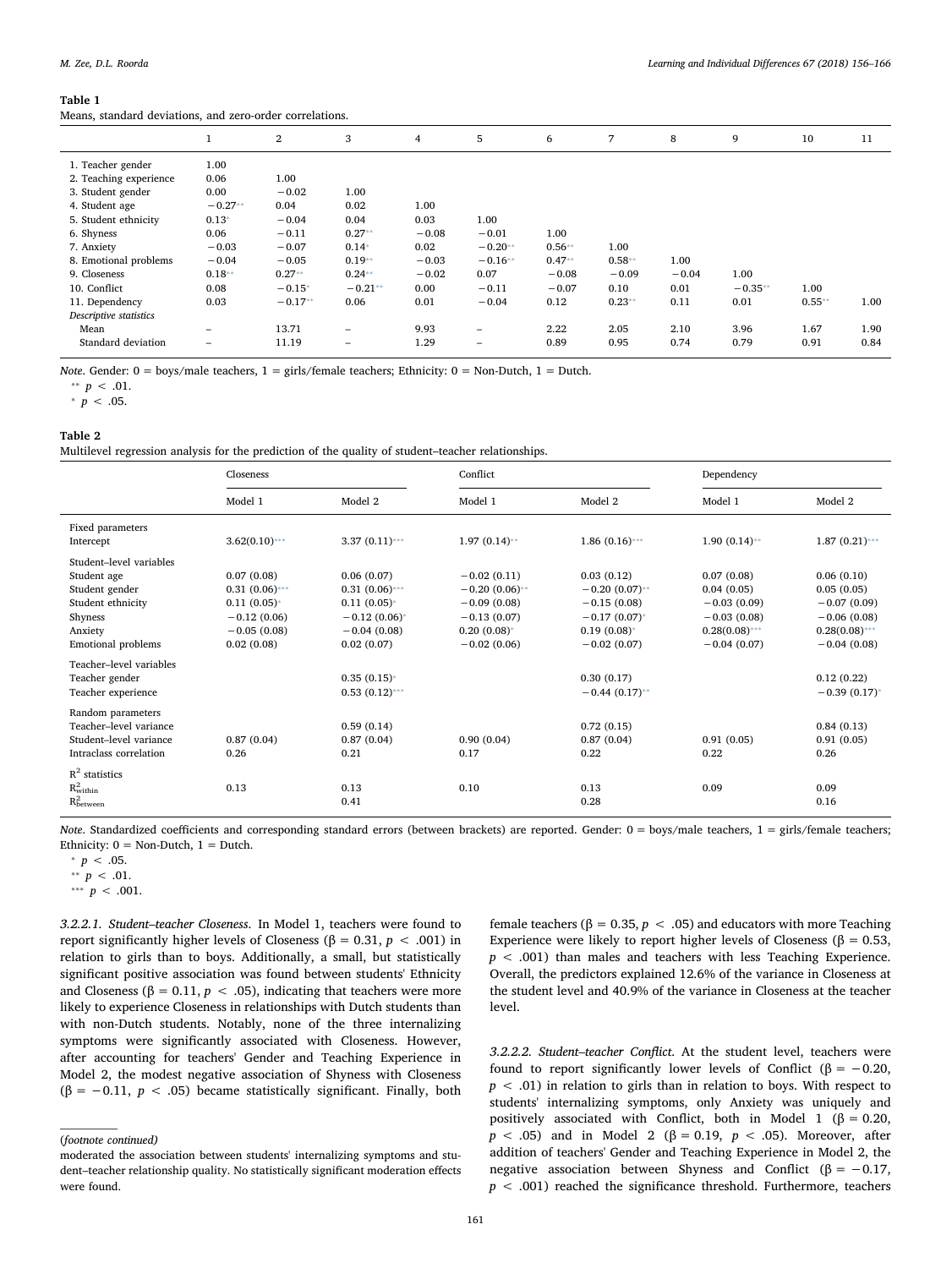**Table 1**
Means, standard deviations, and zero-order correlations.

| | 1 | 2 | 3 | 4 | 5 | 6 | 7 | 8 | 9 | 10 | 11 |
|---|---|---|---|---|---|---|---|---|---|---|---|
| 1. Teacher gender | 1.00 | | | | | | | | | | |
| 2. Teaching experience | 0.06 | 1.00 | | | | | | | | | |
| 3. Student gender | 0.00 | −0.02 | 1.00 | | | | | | | | |
| 4. Student age | −0.27** | 0.04 | 0.02 | 1.00 | | | | | | | |
| 5. Student ethnicity | 0.13* | −0.04 | 0.04 | 0.03 | 1.00 | | | | | | |
| 6. Shyness | 0.06 | −0.11 | 0.27** | −0.08 | −0.01 | 1.00 | | | | | |
| 7. Anxiety | −0.03 | −0.07 | 0.14* | 0.02 | −0.20** | 0.56** | 1.00 | | | | |
| 8. Emotional problems | −0.04 | −0.05 | 0.19** | −0.03 | −0.16** | 0.47** | 0.58** | 1.00 | | | |
| 9. Closeness | 0.18** | 0.27** | 0.24** | −0.02 | 0.07 | −0.08 | −0.09 | −0.04 | 1.00 | | |
| 10. Conflict | 0.08 | −0.15* | −0.21** | 0.00 | −0.11 | −0.07 | 0.10 | 0.01 | −0.35** | 1.00 | |
| 11. Dependency | 0.03 | −0.17** | 0.06 | 0.01 | −0.04 | 0.12 | 0.23** | 0.11 | 0.01 | 0.55** | 1.00 |
| *Descriptive statistics* | | | | | | | | | | | |
| Mean | – | 13.71 | – | 9.93 | – | 2.22 | 2.05 | 2.10 | 3.96 | 1.67 | 1.90 |
| Standard deviation | – | 11.19 | – | 1.29 | – | 0.89 | 0.95 | 0.74 | 0.79 | 0.91 | 0.84 |

*Note*. Gender: 0 = boys/male teachers, 1 = girls/female teachers; Ethnicity: 0 = Non-Dutch, 1 = Dutch.
** $p < .01$.
* $p < .05$.

**Table 2**
Multilevel regression analysis for the prediction of the quality of student–teacher relationships.

| | Closeness | | Conflict | | Dependency | |
|---|---|---|---|---|---|---|
| | Model 1 | Model 2 | Model 1 | Model 2 | Model 1 | Model 2 |
| Fixed parameters | | | | | | |
| Intercept | 3.62(0.10)*** | 3.37 (0.11)*** | 1.97 (0.14)** | 1.86 (0.16)*** | 1.90 (0.14)** | 1.87 (0.21)*** |
| Student–level variables | | | | | | |
| Student age | 0.07 (0.08) | 0.06 (0.07) | −0.02 (0.11) | 0.03 (0.12) | 0.07 (0.08) | 0.06 (0.10) |
| Student gender | 0.31 (0.06)*** | 0.31 (0.06)*** | −0.20 (0.06)** | −0.20 (0.07)** | 0.04 (0.05) | 0.05 (0.05) |
| Student ethnicity | 0.11 (0.05)* | 0.11 (0.05)* | −0.09 (0.08) | −0.15 (0.08) | −0.03 (0.09) | −0.07 (0.09) |
| Shyness | −0.12 (0.06) | −0.12 (0.06)* | −0.13 (0.07) | −0.17 (0.07)* | −0.03 (0.08) | −0.06 (0.08) |
| Anxiety | −0.05 (0.08) | −0.04 (0.08) | 0.20 (0.08)* | 0.19 (0.08)* | 0.28(0.08)*** | 0.28(0.08)*** |
| Emotional problems | 0.02 (0.08) | 0.02 (0.07) | −0.02 (0.06) | −0.02 (0.07) | −0.04 (0.07) | −0.04 (0.08) |
| Teacher–level variables | | | | | | |
| Teacher gender | | 0.35 (0.15)* | | 0.30 (0.17) | | 0.12 (0.22) |
| Teacher experience | | 0.53 (0.12)*** | | −0.44 (0.17)** | | −0.39 (0.17)* |
| Random parameters | | | | | | |
| Teacher–level variance | | 0.59 (0.14) | | 0.72 (0.15) | | 0.84 (0.13) |
| Student–level variance | 0.87 (0.04) | 0.87 (0.04) | 0.90 (0.04) | 0.87 (0.04) | 0.91 (0.05) | 0.91 (0.05) |
| Intraclass correlation | 0.26 | 0.21 | 0.17 | 0.22 | 0.22 | 0.26 |
| $R^2$ statistics | | | | | | |
| $R^2_{within}$ | 0.13 | 0.13 | 0.10 | 0.13 | 0.09 | 0.09 |
| $R^2_{between}$ | | 0.41 | | 0.28 | | 0.16 |

*Note*. Standardized coefficients and corresponding standard errors (between brackets) are reported. Gender: 0 = boys/male teachers, 1 = girls/female teachers; Ethnicity: 0 = Non-Dutch, 1 = Dutch.
* $p < .05$.
** $p < .01$.
*** $p < .001$.

*3.2.2.1. Student–teacher Closeness.* In Model 1, teachers were found to report significantly higher levels of Closeness (β = 0.31, $p < .001$) in relation to girls than to boys. Additionally, a small, but statistically significant positive association was found between students' Ethnicity and Closeness (β = 0.11, $p < .05$), indicating that teachers were more likely to experience Closeness in relationships with Dutch students than with non-Dutch students. Notably, none of the three internalizing symptoms were significantly associated with Closeness. However, after accounting for teachers' Gender and Teaching Experience in Model 2, the modest negative association of Shyness with Closeness (β = −0.11, $p < .05$) became statistically significant. Finally, both female teachers (β = 0.35, $p < .05$) and educators with more Teaching Experience were likely to report higher levels of Closeness (β = 0.53, $p < .001$) than males and teachers with less Teaching Experience. Overall, the predictors explained 12.6% of the variance in Closeness at the student level and 40.9% of the variance in Closeness at the teacher level.

*3.2.2.2. Student–teacher Conflict.* At the student level, teachers were found to report significantly lower levels of Conflict (β = −0.20, $p < .01$) in relation to girls than in relation to boys. With respect to students' internalizing symptoms, only Anxiety was uniquely and positively associated with Conflict, both in Model 1 (β = 0.20, $p < .05$) and in Model 2 (β = 0.19, $p < .05$). Moreover, after addition of teachers' Gender and Teaching Experience in Model 2, the negative association between Shyness and Conflict (β = −0.17, $p < .001$) reached the significance threshold. Furthermore, teachers

(*footnote continued*)
moderated the association between students' internalizing symptoms and student–teacher relationship quality. No statistically significant moderation effects were found.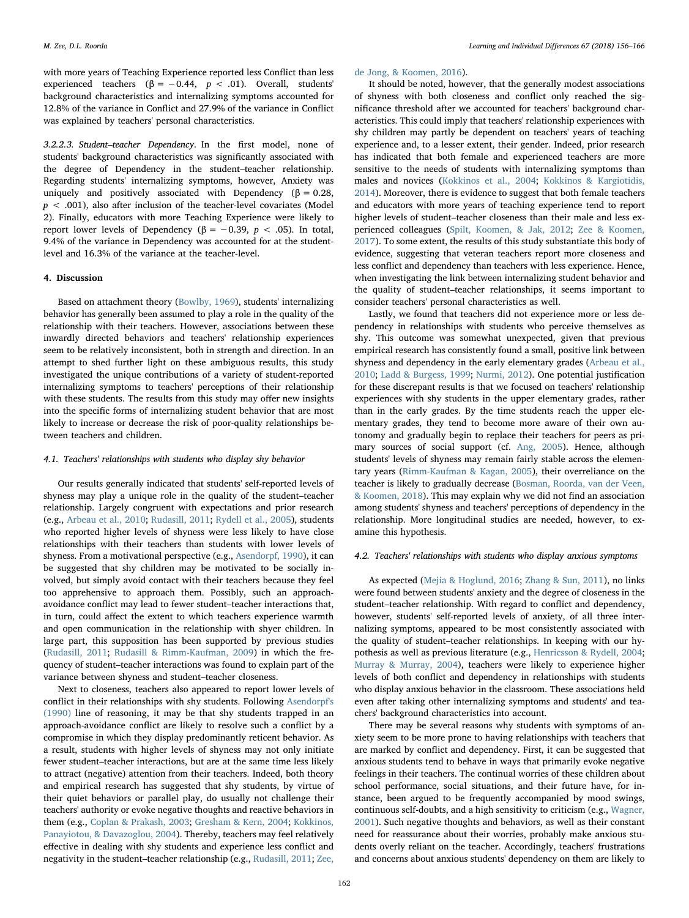with more years of Teaching Experience reported less Conflict than less experienced teachers ($\beta = -0.44$, $p < .01$). Overall, students' background characteristics and internalizing symptoms accounted for 12.8% of the variance in Conflict and 27.9% of the variance in Conflict was explained by teachers' personal characteristics.

*3.2.2.3. Student–teacher Dependency*. In the first model, none of students' background characteristics was significantly associated with the degree of Dependency in the student–teacher relationship. Regarding students' internalizing symptoms, however, Anxiety was uniquely and positively associated with Dependency ($\beta = 0.28$, $p < .001$), also after inclusion of the teacher-level covariates (Model 2). Finally, educators with more Teaching Experience were likely to report lower levels of Dependency ($\beta = -0.39$, $p < .05$). In total, 9.4% of the variance in Dependency was accounted for at the student-level and 16.3% of the variance at the teacher-level.

## 4. Discussion

Based on attachment theory (Bowlby, 1969), students' internalizing behavior has generally been assumed to play a role in the quality of the relationship with their teachers. However, associations between these inwardly directed behaviors and teachers' relationship experiences seem to be relatively inconsistent, both in strength and direction. In an attempt to shed further light on these ambiguous results, this study investigated the unique contributions of a variety of student-reported internalizing symptoms to teachers' perceptions of their relationship with these students. The results from this study may offer new insights into the specific forms of internalizing student behavior that are most likely to increase or decrease the risk of poor-quality relationships between teachers and children.

### 4.1. Teachers' relationships with students who display shy behavior

Our results generally indicated that students' self-reported levels of shyness may play a unique role in the quality of the student–teacher relationship. Largely congruent with expectations and prior research (e.g., Arbeau et al., 2010; Rudasill, 2011; Rydell et al., 2005), students who reported higher levels of shyness were less likely to have close relationships with their teachers than students with lower levels of shyness. From a motivational perspective (e.g., Asendorpf, 1990), it can be suggested that shy children may be motivated to be socially involved, but simply avoid contact with their teachers because they feel too apprehensive to approach them. Possibly, such an approach-avoidance conflict may lead to fewer student–teacher interactions that, in turn, could affect the extent to which teachers experience warmth and open communication in the relationship with shyer children. In large part, this supposition has been supported by previous studies (Rudasill, 2011; Rudasill & Rimm-Kaufman, 2009) in which the frequency of student–teacher interactions was found to explain part of the variance between shyness and student–teacher closeness.

Next to closeness, teachers also appeared to report lower levels of conflict in their relationships with shy students. Following Asendorpf's (1990) line of reasoning, it may be that shy students trapped in an approach-avoidance conflict are likely to resolve such a conflict by a compromise in which they display predominantly reticent behavior. As a result, students with higher levels of shyness may not only initiate fewer student–teacher interactions, but are at the same time less likely to attract (negative) attention from their teachers. Indeed, both theory and empirical research has suggested that shy students, by virtue of their quiet behaviors or parallel play, do usually not challenge their teachers' authority or evoke negative thoughts and reactive behaviors in them (e.g., Coplan & Prakash, 2003; Gresham & Kern, 2004; Kokkinos, Panayiotou, & Davazoglou, 2004). Thereby, teachers may feel relatively effective in dealing with shy students and experience less conflict and negativity in the student–teacher relationship (e.g., Rudasill, 2011; Zee, de Jong, & Koomen, 2016).

It should be noted, however, that the generally modest associations of shyness with both closeness and conflict only reached the significance threshold after we accounted for teachers' background characteristics. This could imply that teachers' relationship experiences with shy children may partly be dependent on teachers' years of teaching experience and, to a lesser extent, their gender. Indeed, prior research has indicated that both female and experienced teachers are more sensitive to the needs of students with internalizing symptoms than males and novices (Kokkinos et al., 2004; Kokkinos & Kargiotidis, 2014). Moreover, there is evidence to suggest that both female teachers and educators with more years of teaching experience tend to report higher levels of student–teacher closeness than their male and less experienced colleagues (Spilt, Koomen, & Jak, 2012; Zee & Koomen, 2017). To some extent, the results of this study substantiate this body of evidence, suggesting that veteran teachers report more closeness and less conflict and dependency than teachers with less experience. Hence, when investigating the link between internalizing student behavior and the quality of student–teacher relationships, it seems important to consider teachers' personal characteristics as well.

Lastly, we found that teachers did not experience more or less dependency in relationships with students who perceive themselves as shy. This outcome was somewhat unexpected, given that previous empirical research has consistently found a small, positive link between shyness and dependency in the early elementary grades (Arbeau et al., 2010; Ladd & Burgess, 1999; Nurmi, 2012). One potential justification for these discrepant results is that we focused on teachers' relationship experiences with shy students in the upper elementary grades, rather than in the early grades. By the time students reach the upper elementary grades, they tend to become more aware of their own autonomy and gradually begin to replace their teachers for peers as primary sources of social support (cf. Ang, 2005). Hence, although students' levels of shyness may remain fairly stable across the elementary years (Rimm-Kaufman & Kagan, 2005), their overreliance on the teacher is likely to gradually decrease (Bosman, Roorda, van der Veen, & Koomen, 2018). This may explain why we did not find an association among students' shyness and teachers' perceptions of dependency in the relationship. More longitudinal studies are needed, however, to examine this hypothesis.

### 4.2. Teachers' relationships with students who display anxious symptoms

As expected (Mejia & Hoglund, 2016; Zhang & Sun, 2011), no links were found between students' anxiety and the degree of closeness in the student–teacher relationship. With regard to conflict and dependency, however, students' self-reported levels of anxiety, of all three internalizing symptoms, appeared to be most consistently associated with the quality of student–teacher relationships. In keeping with our hypothesis as well as previous literature (e.g., Henricsson & Rydell, 2004; Murray & Murray, 2004), teachers were likely to experience higher levels of both conflict and dependency in relationships with students who display anxious behavior in the classroom. These associations held even after taking other internalizing symptoms and students' and teachers' background characteristics into account.

There may be several reasons why students with symptoms of anxiety seem to be more prone to having relationships with teachers that are marked by conflict and dependency. First, it can be suggested that anxious students tend to behave in ways that primarily evoke negative feelings in their teachers. The continual worries of these children about school performance, social situations, and their future have, for instance, been argued to be frequently accompanied by mood swings, continuous self-doubts, and a high sensitivity to criticism (e.g., Wagner, 2001). Such negative thoughts and behaviors, as well as their constant need for reassurance about their worries, probably make anxious students overly reliant on the teacher. Accordingly, teachers' frustrations and concerns about anxious students' dependency on them are likely to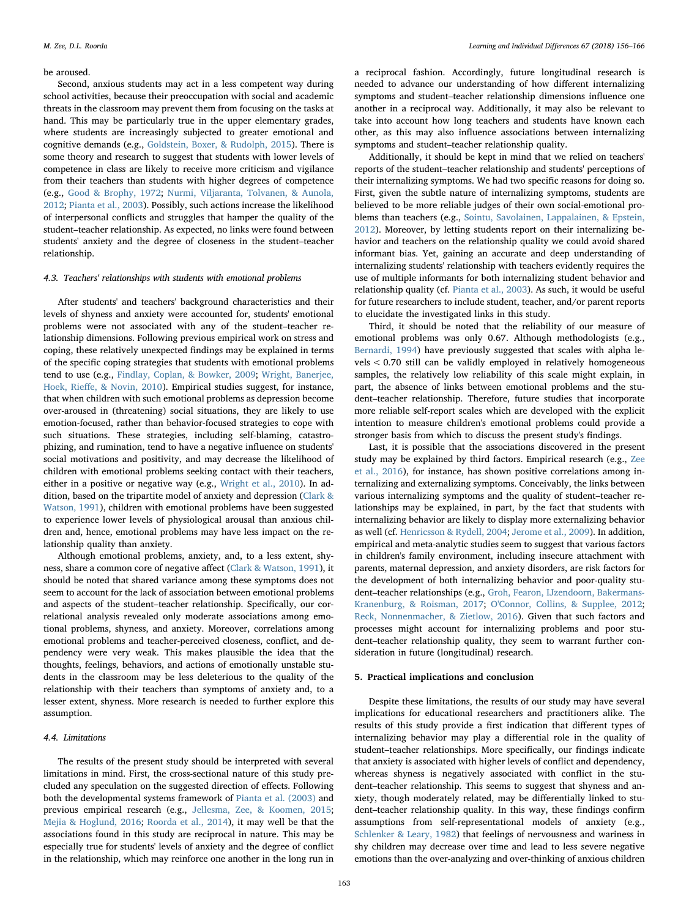be aroused.

Second, anxious students may act in a less competent way during school activities, because their preoccupation with social and academic threats in the classroom may prevent them from focusing on the tasks at hand. This may be particularly true in the upper elementary grades, where students are increasingly subjected to greater emotional and cognitive demands (e.g., Goldstein, Boxer, & Rudolph, 2015). There is some theory and research to suggest that students with lower levels of competence in class are likely to receive more criticism and vigilance from their teachers than students with higher degrees of competence (e.g., Good & Brophy, 1972; Nurmi, Viljaranta, Tolvanen, & Aunola, 2012; Pianta et al., 2003). Possibly, such actions increase the likelihood of interpersonal conflicts and struggles that hamper the quality of the student–teacher relationship. As expected, no links were found between students' anxiety and the degree of closeness in the student–teacher relationship.

### 4.3. Teachers' relationships with students with emotional problems

After students' and teachers' background characteristics and their levels of shyness and anxiety were accounted for, students' emotional problems were not associated with any of the student–teacher relationship dimensions. Following previous empirical work on stress and coping, these relatively unexpected findings may be explained in terms of the specific coping strategies that students with emotional problems tend to use (e.g., Findlay, Coplan, & Bowker, 2009; Wright, Banerjee, Hoek, Rieffe, & Novin, 2010). Empirical studies suggest, for instance, that when children with such emotional problems as depression become over-aroused in (threatening) social situations, they are likely to use emotion-focused, rather than behavior-focused strategies to cope with such situations. These strategies, including self-blaming, catastrophizing, and rumination, tend to have a negative influence on students' social motivations and positivity, and may decrease the likelihood of children with emotional problems seeking contact with their teachers, either in a positive or negative way (e.g., Wright et al., 2010). In addition, based on the tripartite model of anxiety and depression (Clark & Watson, 1991), children with emotional problems have been suggested to experience lower levels of physiological arousal than anxious children and, hence, emotional problems may have less impact on the relationship quality than anxiety.

Although emotional problems, anxiety, and, to a less extent, shyness, share a common core of negative affect (Clark & Watson, 1991), it should be noted that shared variance among these symptoms does not seem to account for the lack of association between emotional problems and aspects of the student–teacher relationship. Specifically, our correlational analysis revealed only moderate associations among emotional problems, shyness, and anxiety. Moreover, correlations among emotional problems and teacher-perceived closeness, conflict, and dependency were very weak. This makes plausible the idea that the thoughts, feelings, behaviors, and actions of emotionally unstable students in the classroom may be less deleterious to the quality of the relationship with their teachers than symptoms of anxiety and, to a lesser extent, shyness. More research is needed to further explore this assumption.

### 4.4. Limitations

The results of the present study should be interpreted with several limitations in mind. First, the cross-sectional nature of this study precluded any speculation on the suggested direction of effects. Following both the developmental systems framework of Pianta et al. (2003) and previous empirical research (e.g., Jellesma, Zee, & Koomen, 2015; Mejia & Hoglund, 2016; Roorda et al., 2014), it may well be that the associations found in this study are reciprocal in nature. This may be especially true for students' levels of anxiety and the degree of conflict in the relationship, which may reinforce one another in the long run in a reciprocal fashion. Accordingly, future longitudinal research is needed to advance our understanding of how different internalizing symptoms and student–teacher relationship dimensions influence one another in a reciprocal way. Additionally, it may also be relevant to take into account how long teachers and students have known each other, as this may also influence associations between internalizing symptoms and student–teacher relationship quality.

Additionally, it should be kept in mind that we relied on teachers' reports of the student–teacher relationship and students' perceptions of their internalizing symptoms. We had two specific reasons for doing so. First, given the subtle nature of internalizing symptoms, students are believed to be more reliable judges of their own social-emotional problems than teachers (e.g., Sointu, Savolainen, Lappalainen, & Epstein, 2012). Moreover, by letting students report on their internalizing behavior and teachers on the relationship quality we could avoid shared informant bias. Yet, gaining an accurate and deep understanding of internalizing students' relationship with teachers evidently requires the use of multiple informants for both internalizing student behavior and relationship quality (cf. Pianta et al., 2003). As such, it would be useful for future researchers to include student, teacher, and/or parent reports to elucidate the investigated links in this study.

Third, it should be noted that the reliability of our measure of emotional problems was only 0.67. Although methodologists (e.g., Bernardi, 1994) have previously suggested that scales with alpha levels < 0.70 still can be validly employed in relatively homogeneous samples, the relatively low reliability of this scale might explain, in part, the absence of links between emotional problems and the student–teacher relationship. Therefore, future studies that incorporate more reliable self-report scales which are developed with the explicit intention to measure children's emotional problems could provide a stronger basis from which to discuss the present study's findings.

Last, it is possible that the associations discovered in the present study may be explained by third factors. Empirical research (e.g., Zee et al., 2016), for instance, has shown positive correlations among internalizing and externalizing symptoms. Conceivably, the links between various internalizing symptoms and the quality of student–teacher relationships may be explained, in part, by the fact that students with internalizing behavior are likely to display more externalizing behavior as well (cf. Henricsson & Rydell, 2004; Jerome et al., 2009). In addition, empirical and meta-analytic studies seem to suggest that various factors in children's family environment, including insecure attachment with parents, maternal depression, and anxiety disorders, are risk factors for the development of both internalizing behavior and poor-quality student–teacher relationships (e.g., Groh, Fearon, IJzendoorn, Bakermans-Kranenburg, & Roisman, 2017; O'Connor, Collins, & Supplee, 2012; Reck, Nonnenmacher, & Zietlow, 2016). Given that such factors and processes might account for internalizing problems and poor student–teacher relationship quality, they seem to warrant further consideration in future (longitudinal) research.

## 5. Practical implications and conclusion

Despite these limitations, the results of our study may have several implications for educational researchers and practitioners alike. The results of this study provide a first indication that different types of internalizing behavior may play a differential role in the quality of student–teacher relationships. More specifically, our findings indicate that anxiety is associated with higher levels of conflict and dependency, whereas shyness is negatively associated with conflict in the student–teacher relationship. This seems to suggest that shyness and anxiety, though moderately related, may be differentially linked to student–teacher relationship quality. In this way, these findings confirm assumptions from self-representational models of anxiety (e.g., Schlenker & Leary, 1982) that feelings of nervousness and wariness in shy children may decrease over time and lead to less severe negative emotions than the over-analyzing and over-thinking of anxious children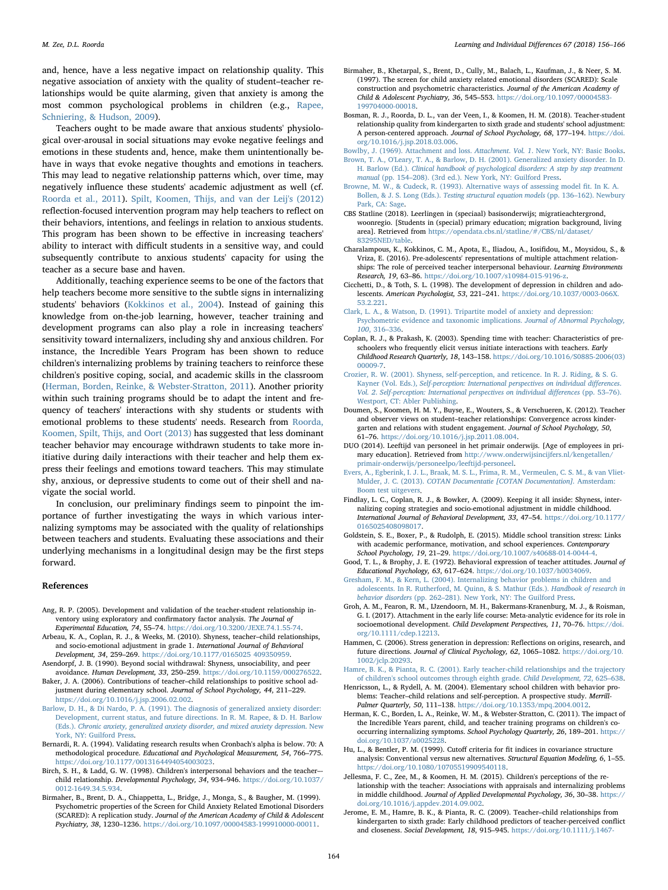and, hence, have a less negative impact on relationship quality. This negative association of anxiety with the quality of student–teacher relationships would be quite alarming, given that anxiety is among the most common psychological problems in children (e.g., Rapee, Schniering, & Hudson, 2009).

Teachers ought to be made aware that anxious students' physiological over-arousal in social situations may evoke negative feelings and emotions in these students and, hence, make them unintentionally behave in ways that evoke negative thoughts and emotions in teachers. This may lead to negative relationship patterns which, over time, may negatively influence these students' academic adjustment as well (cf. Roorda et al., 2011). Spilt, Koomen, Thijs, and van der Leij's (2012) reflection-focused intervention program may help teachers to reflect on their behaviors, intentions, and feelings in relation to anxious students. This program has been shown to be effective in increasing teachers' ability to interact with difficult students in a sensitive way, and could subsequently contribute to anxious students' capacity for using the teacher as a secure base and haven.

Additionally, teaching experience seems to be one of the factors that help teachers become more sensitive to the subtle signs in internalizing students' behaviors (Kokkinos et al., 2004). Instead of gaining this knowledge from on-the-job learning, however, teacher training and development programs can also play a role in increasing teachers' sensitivity toward internalizers, including shy and anxious children. For instance, the Incredible Years Program has been shown to reduce children's internalizing problems by training teachers to reinforce these children's positive coping, social, and academic skills in the classroom (Herman, Borden, Reinke, & Webster-Stratton, 2011). Another priority within such training programs should be to adapt the intent and frequency of teachers' interactions with shy students or students with emotional problems to these students' needs. Research from Roorda, Koomen, Spilt, Thijs, and Oort (2013) has suggested that less dominant teacher behavior may encourage withdrawn students to take more initiative during daily interactions with their teacher and help them express their feelings and emotions toward teachers. This may stimulate shy, anxious, or depressive students to come out of their shell and navigate the social world.

In conclusion, our preliminary findings seem to pinpoint the importance of further investigating the ways in which various internalizing symptoms may be associated with the quality of relationships between teachers and students. Evaluating these associations and their underlying mechanisms in a longitudinal design may be the first steps forward.

## References

Ang, R. P. (2005). Development and validation of the teacher-student relationship inventory using exploratory and confirmatory factor analysis. *The Journal of Experimental Education, 74*, 55–74. https://doi.org/10.3200/JEXE.74.1.55-74.

Arbeau, K. A., Coplan, R. J., & Weeks, M. (2010). Shyness, teacher–child relationships, and socio-emotional adjustment in grade 1. *International Journal of Behavioral Development, 34*, 259–269. https://doi.org/10.1177/0165025 409350959.

Asendorpf, J. B. (1990). Beyond social withdrawal: Shyness, unsociability, and peer avoidance. *Human Development, 33*, 250–259. https://doi.org/10.1159/000276522.

Baker, J. A. (2006). Contributions of teacher–child relationships to positive school adjustment during elementary school. *Journal of School Psychology, 44*, 211–229. https://doi.org/10.1016/j.jsp.2006.02.002.

Barlow, D. H., & Di Nardo, P. A. (1991). The diagnosis of generalized anxiety disorder: Development, current status, and future directions. In R. M. Rapee, & D. H. Barlow (Eds.). *Chronic anxiety, generalized anxiety disorder, and mixed anxiety depression*. New York, NY: Guilford Press.

Bernardi, R. A. (1994). Validating research results when Cronbach's alpha is below. 70: A methodological procedure. *Educational and Psychological Measurement, 54*, 766–775. https://doi.org/10.1177/0013164494054003023.

Birch, S. H., & Ladd, G. W. (1998). Children's interpersonal behaviors and the teacher–child relationship. *Developmental Psychology, 34*, 934–946. https://doi.org/10.1037/0012-1649.34.5.934.

Birmaher, B., Brent, D. A., Chiappetta, L., Bridge, J., Monga, S., & Baugher, M. (1999). Psychometric properties of the Screen for Child Anxiety Related Emotional Disorders (SCARED): A replication study. *Journal of the American Academy of Child & Adolescent Psychiatry, 38*, 1230–1236. https://doi.org/10.1097/00004583-199910000-00011.

Birmaher, B., Khetarpal, S., Brent, D., Cully, M., Balach, L., Kaufman, J., & Neer, S. M. (1997). The screen for child anxiety related emotional disorders (SCARED): Scale construction and psychometric characteristics. *Journal of the American Academy of Child & Adolescent Psychiatry, 36*, 545–553. https://doi.org/10.1097/00004583-199704000-00018.

Bosman, R. J., Roorda, D. L., van der Veen, I., & Koomen, H. M. (2018). Teacher-student relationship quality from kindergarten to sixth grade and students' school adjustment: A person-centered approach. *Journal of School Psychology, 68*, 177–194. https://doi.org/10.1016/j.jsp.2018.03.006.

Bowlby, J. (1969). Attachment and loss. *Attachment. Vol. 1*. New York, NY: Basic Books.

Brown, T. A., O'Leary, T. A., & Barlow, D. H. (2001). Generalized anxiety disorder. In D. H. Barlow (Ed.). *Clinical handbook of psychological disorders: A step by step treatment manual* (pp. 154–208). (3rd ed.). New York, NY: Guilford Press.

Browne, M. W., & Cudeck, R. (1993). Alternative ways of assessing model fit. In K. A. Bollen, & J. S. Long (Eds.). *Testing structural equation models* (pp. 136–162). Newbury Park, CA: Sage.

CBS Statline (2018). Leerlingen in (speciaal) basisonderwijs; migratieachtergrond, woonregio. [Students in (special) primary education; migration background, living area]. Retrieved from https://opendata.cbs.nl/statline/#/CBS/nl/dataset/83295NED/table.

Charalampous, K., Kokkinos, C. M., Apota, E., Iliadou, A., Iosifidou, M., Moysidou, S., & Vriza, E. (2016). Pre-adolescents' representations of multiple attachment relationships: The role of perceived teacher interpersonal behaviour. *Learning Environments Research, 19*, 63–86. https://doi.org/10.1007/s10984-015-9196-z.

Cicchetti, D., & Toth, S. L. (1998). The development of depression in children and adolescents. *American Psychologist, 53*, 221–241. https://doi.org/10.1037/0003-066X.53.2.221.

Clark, L. A., & Watson, D. (1991). Tripartite model of anxiety and depression: Psychometric evidence and taxonomic implications. *Journal of Abnormal Psychology, 100*, 316–336.

Coplan, R. J., & Prakash, K. (2003). Spending time with teacher: Characteristics of preschoolers who frequently elicit versus initiate interactions with teachers. *Early Childhood Research Quarterly, 18*, 143–158. https://doi.org/10.1016/S0885-2006(03)00009-7.

Crozier, R. W. (2001). Shyness, self-perception, and reticence. In R. J. Riding, & S. G. Kayner (Vol. Eds.), *Self-perception: International perspectives on individual differences. Vol. 2. Self-perception: International perspectives on individual differences* (pp. 53–76). Westport, CT: Abler Publishing.

Doumen, S., Koomen, H. M. Y., Buyse, E., Wouters, S., & Verschueren, K. (2012). Teacher and observer views on student–teacher relationships: Convergence across kindergarten and relations with student engagement. *Journal of School Psychology, 50*, 61–76. https://doi.org/10.1016/j.jsp.2011.08.004.

DUO (2014). Leeftijd van personeel in het primair onderwijs. [Age of employees in primary education]. Retrieved from http://www.onderwijsincijfers.nl/kengetallen/primair-onderwijs/personeelpo/leeftijd-personeel.

Evers, A., Egberink, I. J. L., Braak, M. S. L., Frima, R. M., Vermeulen, C. S. M., & van Vliet-Mulder, J. C. (2013). *COTAN Documentatie [COTAN Documentation]*. Amsterdam: Boom test uitgevers.

Findlay, L. C., Coplan, R. J., & Bowker, A. (2009). Keeping it all inside: Shyness, internalizing coping strategies and socio-emotional adjustment in middle childhood. *International Journal of Behavioral Development, 33*, 47–54. https://doi.org/10.1177/0165025408098017.

Goldstein, S. E., Boxer, P., & Rudolph, E. (2015). Middle school transition stress: Links with academic performance, motivation, and school experiences. *Contemporary School Psychology, 19*, 21–29. https://doi.org/10.1007/s40688-014-0044-4.

Good, T. L., & Brophy, J. E. (1972). Behavioral expression of teacher attitudes. *Journal of Educational Psychology, 63*, 617–624. https://doi.org/10.1037/h0034069.

Gresham, F. M., & Kern, L. (2004). Internalizing behavior problems in children and adolescents. In R. Rutherford, M. Quinn, & S. Mathur (Eds.). *Handbook of research in behavior disorders* (pp. 262–281). New York, NY: The Guilford Press.

Groh, A. M., Fearon, R. M., IJzendoorn, M. H., Bakermans-Kranenburg, M. J., & Roisman, G. I. (2017). Attachment in the early life course: Meta-analytic evidence for its role in socioemotional development. *Child Development Perspectives, 11*, 70–76. https://doi.org/10.1111/cdep.12213.

Hammen, C. (2006). Stress generation in depression: Reflections on origins, research, and future directions. *Journal of Clinical Psychology, 62*, 1065–1082. https://doi.org/10.1002/jclp.20293.

Hamre, B. K., & Pianta, R. C. (2001). Early teacher-child relationships and the trajectory of children's school outcomes through eighth grade. *Child Development, 72*, 625–638.

Henricsson, L., & Rydell, A. M. (2004). Elementary school children with behavior problems: Teacher–child relations and self-perception. A prospective study. *Merrill-Palmer Quarterly, 50*, 111–138. https://doi.org/10.1353/mpq.2004.0012.

Herman, K. C., Borden, L. A., Reinke, W. M., & Webster-Stratton, C. (2011). The impact of the Incredible Years parent, child, and teacher training programs on children's co-occurring internalizing symptoms. *School Psychology Quarterly, 26*, 189–201. https://doi.org/10.1037/a0025228.

Hu, L., & Bentler, P. M. (1999). Cutoff criteria for fit indices in covariance structure analysis: Conventional versus new alternatives. *Structural Equation Modeling, 6*, 1–55. https://doi.org/10.1080/10705519909540118.

Jellesma, F. C., Zee, M., & Koomen, H. M. (2015). Children's perceptions of the relationship with the teacher: Associations with appraisals and internalizing problems in middle childhood. *Journal of Applied Developmental Psychology, 36*, 30–38. https://doi.org/10.1016/j.appdev.2014.09.002.

Jerome, E. M., Hamre, B. K., & Pianta, R. C. (2009). Teacher–child relationships from kindergarten to sixth grade: Early childhood predictors of teacher-perceived conflict and closeness. *Social Development, 18*, 915–945. https://doi.org/10.1111/j.1467-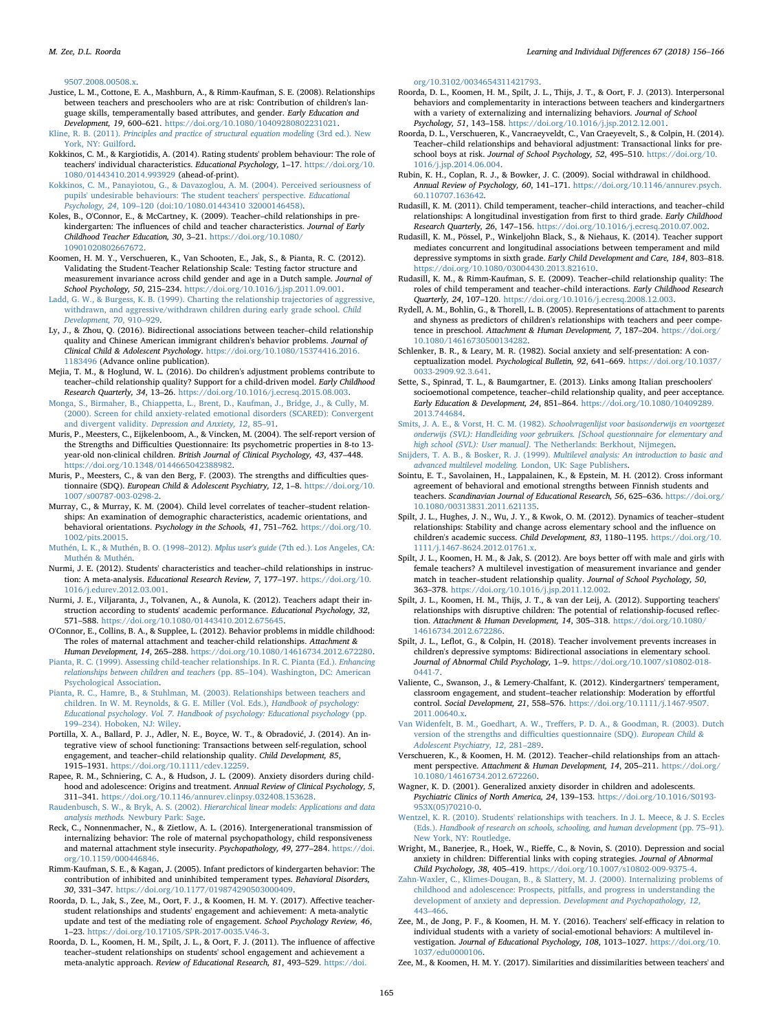9507.2008.00508.x.

Justice, L. M., Cottone, E. A., Mashburn, A., & Rimm-Kaufman, S. E. (2008). Relationships between teachers and preschoolers who are at risk: Contribution of children's language skills, temperamentally based attributes, and gender. *Early Education and Development, 19*, 600–621. https://doi.org/10.1080/10409280802231021.

Kline, R. B. (2011). *Principles and practice of structural equation modeling* (3rd ed.). New York, NY: Guilford.

Kokkinos, C. M., & Kargiotidis, A. (2014). Rating students' problem behaviour: The role of teachers' individual characteristics. *Educational Psychology*, 1–17. https://doi.org/10.1080/01443410.2014.993929 (ahead-of-print).

Kokkinos, C. M., Panayiotou, G., & Davazoglou, A. M. (2004). Perceived seriousness of pupils' undesirable behaviours: The student teachers' perspective. *Educational Psychology, 24*, 109–120 (doi:10/1080.01443410 32000146458).

Koles, B., O'Connor, E., & McCartney, K. (2009). Teacher–child relationships in prekindergarten: The influences of child and teacher characteristics. *Journal of Early Childhood Teacher Education, 30*, 3–21. https://doi.org/10.1080/10901020802667672.

Koomen, H. M. Y., Verschueren, K., Van Schooten, E., Jak, S., & Pianta, R. C. (2012). Validating the Student-Teacher Relationship Scale: Testing factor structure and measurement invariance across child gender and age in a Dutch sample. *Journal of School Psychology, 50*, 215–234. https://doi.org/10.1016/j.jsp.2011.09.001.

Ladd, G. W., & Burgess, K. B. (1999). Charting the relationship trajectories of aggressive, withdrawn, and aggressive/withdrawn children during early grade school. *Child Development, 70*, 910–929.

Ly, J., & Zhou, Q. (2016). Bidirectional associations between teacher–child relationship quality and Chinese American immigrant children's behavior problems. *Journal of Clinical Child & Adolescent Psychology*. https://doi.org/10.1080/15374416.2016.1183496 (Advance online publication).

Mejia, T. M., & Hoglund, W. L. (2016). Do children's adjustment problems contribute to teacher–child relationship quality? Support for a child-driven model. *Early Childhood Research Quarterly, 34*, 13–26. https://doi.org/10.1016/j.ecresq.2015.08.003.

Monga, S., Birmaher, B., Chiappetta, L., Brent, D., Kaufman, J., Bridge, J., & Cully, M. (2000). Screen for child anxiety-related emotional disorders (SCARED): Convergent and divergent validity. *Depression and Anxiety, 12*, 85–91.

Muris, P., Meesters, C., Eijkelenboom, A., & Vincken, M. (2004). The self-report version of the Strengths and Difficulties Questionnaire: Its psychometric properties in 8-to 13-year-old non-clinical children. *British Journal of Clinical Psychology, 43*, 437–448. https://doi.org/10.1348/0144665042388982.

Muris, P., Meesters, C., & van den Berg, F. (2003). The strengths and difficulties questionnaire (SDQ). *European Child & Adolescent Psychiatry, 12*, 1–8. https://doi.org/10.1007/s00787-003-0298-2.

Murray, C., & Murray, K. M. (2004). Child level correlates of teacher–student relationships: An examination of demographic characteristics, academic orientations, and behavioral orientations. *Psychology in the Schools, 41*, 751–762. https://doi.org/10.1002/pits.20015.

Muthén, L. K., & Muthén, B. O. (1998–2012). *Mplus user's guide* (7th ed.). Los Angeles, CA: Muthén & Muthén.

Nurmi, J. E. (2012). Students' characteristics and teacher–child relationships in instruction: A meta-analysis. *Educational Research Review, 7*, 177–197. https://doi.org/10.1016/j.edurev.2012.03.001.

Nurmi, J. E., Viljaranta, J., Tolvanen, A., & Aunola, K. (2012). Teachers adapt their instruction according to students' academic performance. *Educational Psychology, 32*, 571–588. https://doi.org/10.1080/01443410.2012.675645.

O'Connor, E., Collins, B. A., & Supplee, L. (2012). Behavior problems in middle childhood: The roles of maternal attachment and teacher-child relationships. *Attachment & Human Development, 14*, 265–288. https://doi.org/10.1080/14616734.2012.672280.

Pianta, R. C. (1999). Assessing child-teacher relationships. In R. C. Pianta (Ed.). *Enhancing relationships between children and teachers* (pp. 85–104). Washington, DC: American Psychological Association.

Pianta, R. C., Hamre, B., & Stuhlman, M. (2003). Relationships between teachers and children. In W. M. Reynolds, & G. E. Miller (Vol. Eds.), *Handbook of psychology: Educational psychology. Vol. 7. Handbook of psychology: Educational psychology* (pp. 199–234). Hoboken, NJ: Wiley.

Portilla, X. A., Ballard, P. J., Adler, N. E., Boyce, W. T., & Obradović, J. (2014). An integrative view of school functioning: Transactions between self-regulation, school engagement, and teacher–child relationship quality. *Child Development, 85*, 1915–1931. https://doi.org/10.1111/cdev.12259.

Rapee, R. M., Schniering, C. A., & Hudson, J. L. (2009). Anxiety disorders during childhood and adolescence: Origins and treatment. *Annual Review of Clinical Psychology, 5*, 311–341. https://doi.org/10.1146/annurev.clinpsy.032408.153628.

Raudenbusch, S. W., & Bryk, A. S. (2002). *Hierarchical linear models: Applications and data analysis methods.* Newbury Park: Sage.

Reck, C., Nonnenmacher, N., & Zietlow, A. L. (2016). Intergenerational transmission of internalizing behavior: The role of maternal psychopathology, child responsiveness and maternal attachment style insecurity. *Psychopathology, 49*, 277–284. https://doi.org/10.1159/000446846.

Rimm-Kaufman, S. E., & Kagan, J. (2005). Infant predictors of kindergarten behavior: The contribution of inhibited and uninhibited temperament types. *Behavioral Disorders, 30*, 331–347. https://doi.org/10.1177/019874290503000409.

Roorda, D. L., Jak, S., Zee, M., Oort, F. J., & Koomen, H. M. Y. (2017). Affective teacher-student relationships and students' engagement and achievement: A meta-analytic update and test of the mediating role of engagement. *School Psychology Review, 46*, 1–23. https://doi.org/10.17105/SPR-2017-0035.V46-3.

Roorda, D. L., Koomen, H. M., Spilt, J. L., & Oort, F. J. (2011). The influence of affective teacher–student relationships on students' school engagement and achievement a meta-analytic approach. *Review of Educational Research, 81*, 493–529. https://doi.org/10.3102/0034654311421793.

Roorda, D. L., Koomen, H. M., Spilt, J. L., Thijs, J. T., & Oort, F. J. (2013). Interpersonal behaviors and complementarity in interactions between teachers and kindergartners with a variety of externalizing and internalizing behaviors. *Journal of School Psychology, 51*, 143–158. https://doi.org/10.1016/j.jsp.2012.12.001.

Roorda, D. L., Verschueren, K., Vancraeyveldt, C., Van Craeyevelt, S., & Colpin, H. (2014). Teacher–child relationships and behavioral adjustment: Transactional links for preschool boys at risk. *Journal of School Psychology, 52*, 495–510. https://doi.org/10.1016/j.jsp.2014.06.004.

Rubin, K. H., Coplan, R. J., & Bowker, J. C. (2009). Social withdrawal in childhood. *Annual Review of Psychology, 60*, 141–171. https://doi.org/10.1146/annurev.psych.60.110707.163642.

Rudasill, K. M. (2011). Child temperament, teacher–child interactions, and teacher–child relationships: A longitudinal investigation from first to third grade. *Early Childhood Research Quarterly, 26*, 147–156. https://doi.org/10.1016/j.ecresq.2010.07.002.

Rudasill, K. M., Pössel, P., Winkeljohn Black, S., & Niehaus, K. (2014). Teacher support mediates concurrent and longitudinal associations between temperament and mild depressive symptoms in sixth grade. *Early Child Development and Care, 184*, 803–818. https://doi.org/10.1080/03004430.2013.821610.

Rudasill, K. M., & Rimm-Kaufman, S. E. (2009). Teacher–child relationship quality: The roles of child temperament and teacher–child interactions. *Early Childhood Research Quarterly, 24*, 107–120. https://doi.org/10.1016/j.ecresq.2008.12.003.

Rydell, A. M., Bohlin, G., & Thorell, L. B. (2005). Representations of attachment to parents and shyness as predictors of children's relationships with teachers and peer competence in preschool. *Attachment & Human Development, 7*, 187–204. https://doi.org/10.1080/14616730500134282.

Schlenker, B. R., & Leary, M. R. (1982). Social anxiety and self-presentation: A conceptualization model. *Psychological Bulletin, 92*, 641–669. https://doi.org/10.1037/0033-2909.92.3.641.

Sette, S., Spinrad, T. L., & Baumgartner, E. (2013). Links among Italian preschoolers' socioemotional competence, teacher–child relationship quality, and peer acceptance. *Early Education & Development, 24*, 851–864. https://doi.org/10.1080/10409289.2013.744684.

Smits, J. A. E., & Vorst, H. C. M. (1982). *Schoolvragenlijst voor basisonderwijs en voortgezet onderwijs (SVL): Handleiding voor gebruikers. [School questionnaire for elementary and high school (SVL): User manual].* The Netherlands: Berkhout, Nijmegen.

Snijders, T. A. B., & Bosker, R. J. (1999). *Multilevel analysis: An introduction to basic and advanced multilevel modeling.* London, UK: Sage Publishers.

Sointu, E. T., Savolainen, H., Lappalainen, K., & Epstein, M. H. (2012). Cross informant agreement of behavioral and emotional strengths between Finnish students and teachers. *Scandinavian Journal of Educational Research, 56*, 625–636. https://doi.org/10.1080/00313831.2011.621135.

Spilt, J. L., Hughes, J. N., Wu, J. Y., & Kwok, O. M. (2012). Dynamics of teacher–student relationships: Stability and change across elementary school and the influence on children's academic success. *Child Development, 83*, 1180–1195. https://doi.org/10.1111/j.1467-8624.2012.01761.x.

Spilt, J. L., Koomen, H. M., & Jak, S. (2012). Are boys better off with male and girls with female teachers? A multilevel investigation of measurement invariance and gender match in teacher–student relationship quality. *Journal of School Psychology, 50*, 363–378. https://doi.org/10.1016/j.jsp.2011.12.002.

Spilt, J. L., Koomen, H. M., Thijs, J. T., & van der Leij, A. (2012). Supporting teachers' relationships with disruptive children: The potential of relationship-focused reflection. *Attachment & Human Development, 14*, 305–318. https://doi.org/10.1080/14616734.2012.672286.

Spilt, J. L., Leflot, G., & Colpin, H. (2018). Teacher involvement prevents increases in children's depressive symptoms: Bidirectional associations in elementary school. *Journal of Abnormal Child Psychology*, 1–9. https://doi.org/10.1007/s10802-018-0441-7.

Valiente, C., Swanson, J., & Lemery-Chalfant, K. (2012). Kindergartners' temperament, classroom engagement, and student–teacher relationship: Moderation by effortful control. *Social Development, 21*, 558–576. https://doi.org/10.1111/j.1467-9507.2011.00640.x.

Van Widenfelt, B. M., Goedhart, A. W., Treffers, P. D. A., & Goodman, R. (2003). Dutch version of the strengths and difficulties questionnaire (SDQ). *European Child & Adolescent Psychiatry, 12*, 281–289.

Verschueren, K., & Koomen, H. M. (2012). Teacher–child relationships from an attachment perspective. *Attachment & Human Development, 14*, 205–211. https://doi.org/10.1080/14616734.2012.672260.

Wagner, K. D. (2001). Generalized anxiety disorder in children and adolescents. *Psychiatric Clinics of North America, 24*, 139–153. https://doi.org/10.1016/S0193-953X(05)70210-0.

Wentzel, K. R. (2010). Students' relationships with teachers. In J. L. Meece, & J. S. Eccles (Eds.). *Handbook of research on schools, schooling, and human development* (pp. 75–91). New York, NY: Routledge.

Wright, M., Banerjee, R., Hoek, W., Rieffe, C., & Novin, S. (2010). Depression and social anxiety in children: Differential links with coping strategies. *Journal of Abnormal Child Psychology, 38*, 405–419. https://doi.org/10.1007/s10802-009-9375-4.

Zahn-Waxler, C., Klimes-Dougan, B., & Slattery, M. J. (2000). Internalizing problems of childhood and adolescence: Prospects, pitfalls, and progress in understanding the development of anxiety and depression. *Development and Psychopathology, 12*, 443–466.

Zee, M., de Jong, P. F., & Koomen, H. M. Y. (2016). Teachers' self-efficacy in relation to individual students with a variety of social-emotional behaviors: A multilevel investigation. *Journal of Educational Psychology, 108*, 1013–1027. https://doi.org/10.1037/edu0000106.

Zee, M., & Koomen, H. M. Y. (2017). Similarities and dissimilarities between teachers' and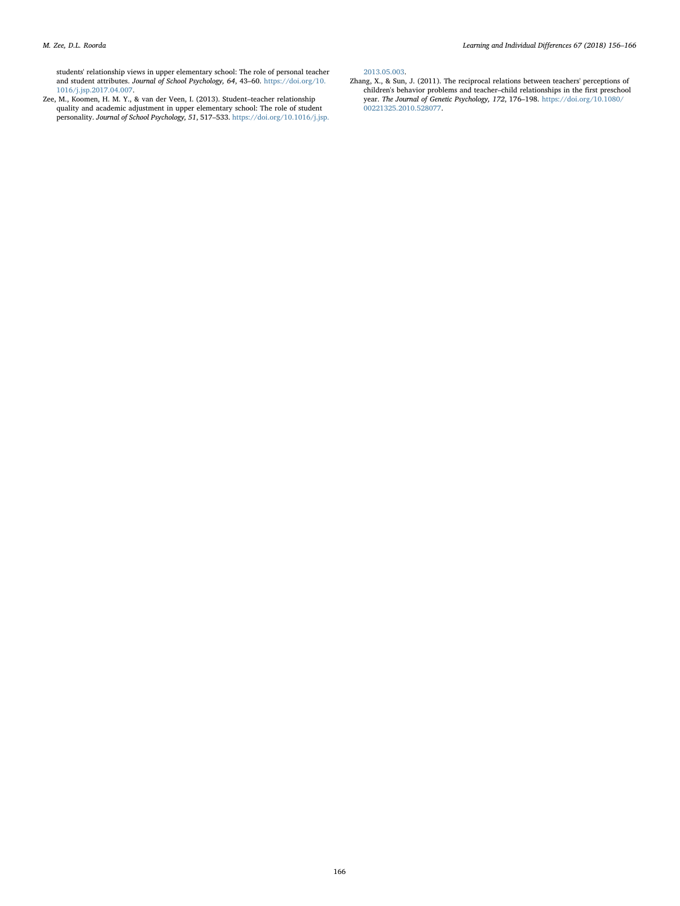students' relationship views in upper elementary school: The role of personal teacher and student attributes. *Journal of School Psychology, 64*, 43–60. https://doi.org/10.1016/j.jsp.2017.04.007.

Zee, M., Koomen, H. M. Y., & van der Veen, I. (2013). Student–teacher relationship quality and academic adjustment in upper elementary school: The role of student personality. *Journal of School Psychology, 51*, 517–533. https://doi.org/10.1016/j.jsp.2013.05.003.

Zhang, X., & Sun, J. (2011). The reciprocal relations between teachers' perceptions of children's behavior problems and teacher–child relationships in the first preschool year. *The Journal of Genetic Psychology, 172*, 176–198. https://doi.org/10.1080/00221325.2010.528077.